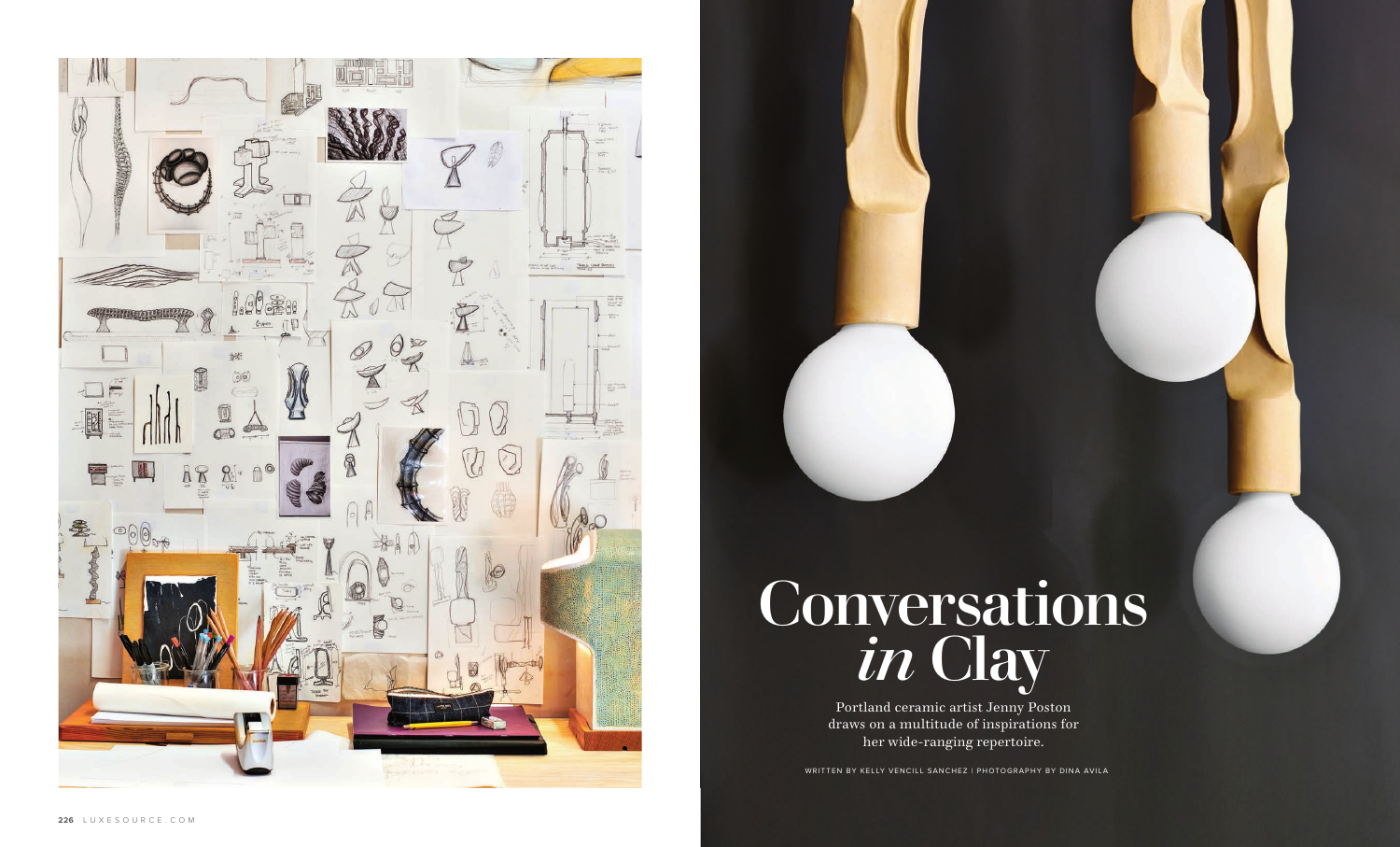# Conversations *in* Clay

Portland ceramic artist Jenny Poston draws on a multitude of inspirations for her wide-ranging repertoire.

WRITTEN BY KELLY VENCILL SANCHEZ | PHOTOGRAPHY BY DINA AVILA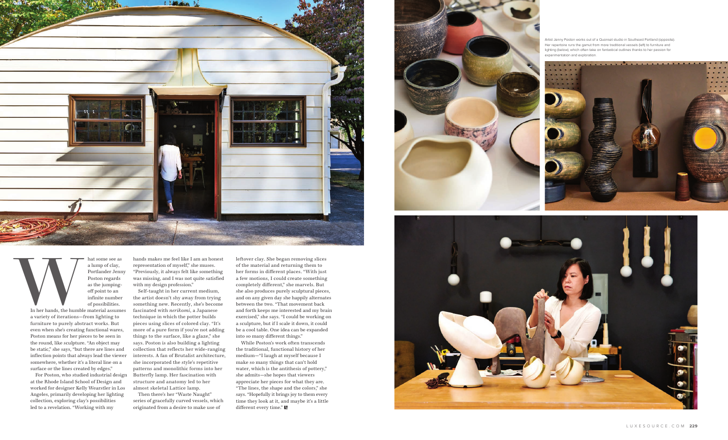Artist Jenny Poston works out of a Quonset studio in Southeast Portland (opposite). Her repertoire runs the gamut from more traditional vessels (left) to furniture and lighting (below), which often take on fantastical outlines thanks to her passion for experimentation and exploration.

What some see as a lump of clay, Portlander Jenny Poston regards as the jumping-off point to an infinite number of possibilities. In her hands, the humble material assumes a variety of iterations—from lighting to furniture to purely abstract works. But even when she's creating functional wares, Poston means for her pieces to be seen in the round, like sculpture. "An object may be static," she says, "but there are lines and inflection points that always lead the viewer somewhere, whether it's a literal line on a surface or the lines created by edges."

For Poston, who studied industrial design at the Rhode Island School of Design and worked for designer Kelly Wearstler in Los Angeles, primarily developing her lighting collection, exploring clay's possibilities led to a revelation. "Working with my hands makes me feel like I am an honest representation of myself," she muses. "Previously, it always felt like something was missing, and I was not quite satisfied with my design profession."

Self-taught in her current medium, the artist doesn't shy away from trying something new. Recently, she's become fascinated with *nerikomi*, a Japanese technique in which the potter builds pieces using slices of colored clay. "It's more of a pure form if you're not adding things to the surface, like a glaze," she says. Poston is also building a lighting collection that reflects her wide-ranging interests. A fan of Brutalist architecture, she incorporated the style's repetitive patterns and monolithic forms into her Butterfly lamp. Her fascination with structure and anatomy led to her almost skeletal Lattice lamp.

Then there's her "Waste Naught" series of gracefully curved vessels, which originated from a desire to make use of leftover clay. She began removing slices of the material and returning them to her forms in different places. "With just a few motions, I could create something completely different," she marvels. But she also produces purely sculptural pieces, and on any given day she happily alternates between the two. "That movement back and forth keeps me interested and my brain exercised," she says. "I could be working on a sculpture, but if I scale it down, it could be a cool table. One idea can be expanded into so many different things."

While Poston's work often transcends the traditional, functional history of her medium—"I laugh at myself because I make so many things that can't hold water, which is the antithesis of pottery," she admits—she hopes that viewers appreciate her pieces for what they are. "The lines, the shape and the colors," she says. "Hopefully it brings joy to them every time they look at it, and maybe it's a little different every time."